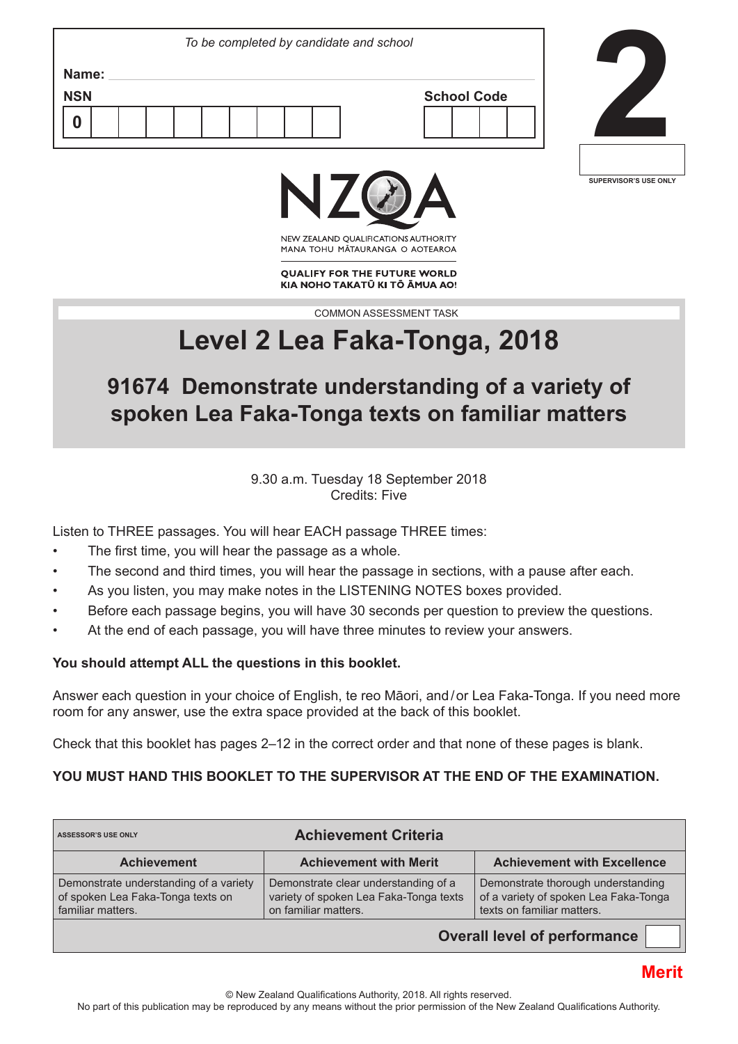*To be completed by candidate and school*

**Name:**

**NSN** 0

**School Code**

**2**

SUPERVISOR'S USE ONLY

NZQA
NEW ZEALAND QUALIFICATIONS AUTHORITY
MANA TOHU MĀTAURANGA O AOTEAROA

**QUALIFY FOR THE FUTURE WORLD**
**KIA NOHO TAKATŪ KI TŌ ĀMUA AO!**

COMMON ASSESSMENT TASK

# Level 2 Lea Faka-Tonga, 2018

## 91674 Demonstrate understanding of a variety of spoken Lea Faka-Tonga texts on familiar matters

9.30 a.m. Tuesday 18 September 2018
Credits: Five

Listen to THREE passages. You will hear EACH passage THREE times:

- The first time, you will hear the passage as a whole.
- The second and third times, you will hear the passage in sections, with a pause after each.
- As you listen, you may make notes in the LISTENING NOTES boxes provided.
- Before each passage begins, you will have 30 seconds per question to preview the questions.
- At the end of each passage, you will have three minutes to review your answers.

**You should attempt ALL the questions in this booklet.**

Answer each question in your choice of English, te reo Māori, and / or Lea Faka-Tonga. If you need more room for any answer, use the extra space provided at the back of this booklet.

Check that this booklet has pages 2–12 in the correct order and that none of these pages is blank.

**YOU MUST HAND THIS BOOKLET TO THE SUPERVISOR AT THE END OF THE EXAMINATION.**

| ASSESSOR'S USE ONLY | **Achievement Criteria** | |
|---|---|---|
| **Achievement** | **Achievement with Merit** | **Achievement with Excellence** |
| Demonstrate understanding of a variety of spoken Lea Faka-Tonga texts on familiar matters. | Demonstrate clear understanding of a variety of spoken Lea Faka-Tonga texts on familiar matters. | Demonstrate thorough understanding of a variety of spoken Lea Faka-Tonga texts on familiar matters. |
| | | **Overall level of performance** |

**Merit**

© New Zealand Qualifications Authority, 2018. All rights reserved.
No part of this publication may be reproduced by any means without the prior permission of the New Zealand Qualifications Authority.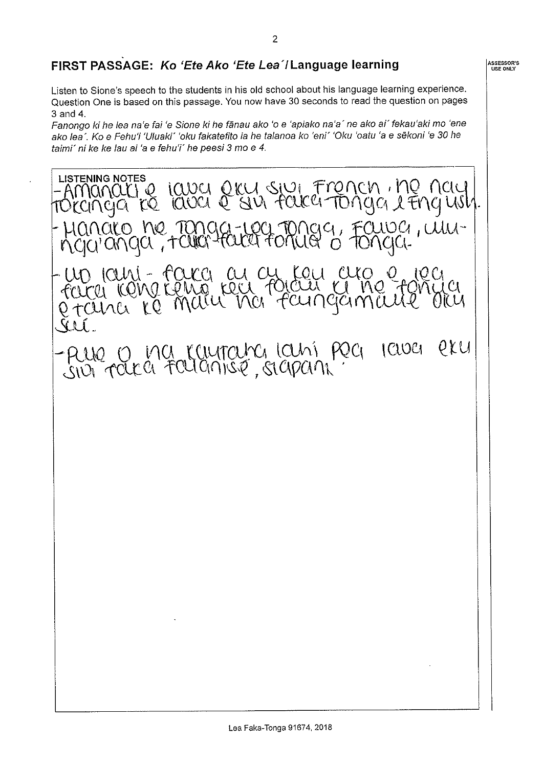## FIRST PASSAGE: *Ko 'Ete Ako 'Ete Lea'* / Language learning

Listen to Sione's speech to the students in his old school about his language learning experience. Question One is based on this passage. You now have 30 seconds to read the question on pages 3 and 4.

*Fanongo ki he lea na'e fai 'e Sione ki he fānau ako 'o e 'apiako na'a' ne ako ai' fekau'aki mo 'ene ako lea'. Ko e Fehu'i 'Uluaki' 'oku fakatefito ia he talanoa ko 'eni' 'Oku 'oatu 'a e sēkoni 'e 30 he taimi' ni ke ke lau ai 'a e fehu'i' he peesi 3 mo e 4.*

**LISTENING NOTES**

- Amanaki e lava eku sivi French, he nau tokanga ke lava e siu faka-Tonga & English.
- Manako he Tonga - lea Tonga, fauva, ulunga'anga, tala-fakafonua o Tonga.
- Uo lahi - faka au a keu ako e lea faka kehekehe keu folau ki he fonua e taha ke maiu na faingamalie oku sai.
- Aue o na kaumaha lahi pea lava eku sivi faka falanise, siapani.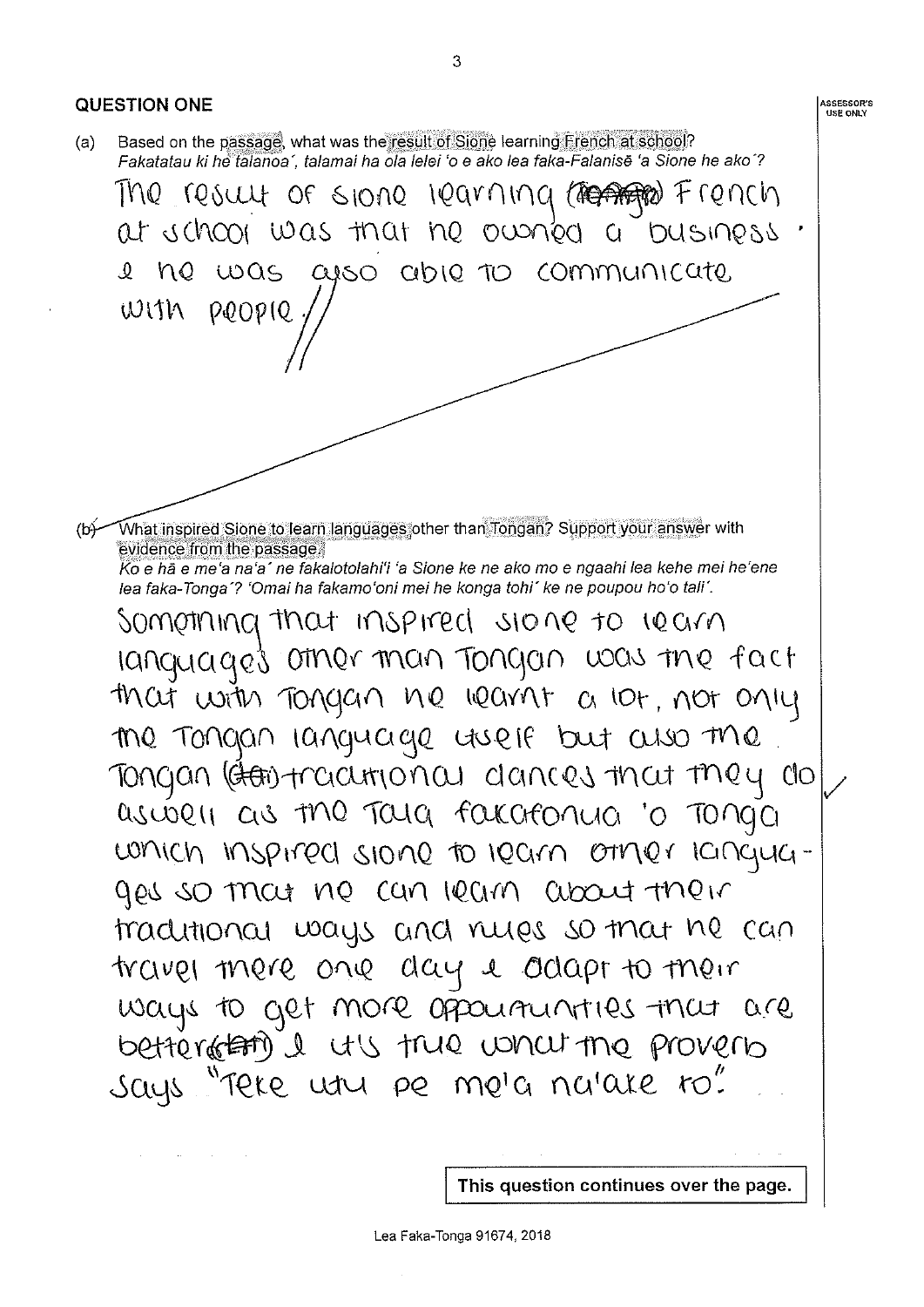## QUESTION ONE

(a) Based on the passage, what was the result of Sione learning French at school?
*Fakatatau ki he talanoa´, talamai ha ola lelei 'o e ako lea faka-Falanisē 'a Sione he ako´?*

The result of Sione learning French at school was that he owned a business & he was also able to communicate with people.

(b) What inspired Sione to learn languages other than Tongan? Support your answer with evidence from the passage.
*Ko e hā e me'a na'a´ ne fakalotolahi'i 'a Sione ke ne ako mo e ngaahi lea kehe mei he'ene lea faka-Tonga´? 'Omai ha fakamo'oni mei he konga tohi´ ke ne poupou ho'o tali´.*

Something that inspired Sione to learn languages other than Tongan was the fact that with Tongan he learnt a lot, not only the Tongan language itself but also the Tongan traditional dances that they do aswell as the Tala fakafonua 'o Tonga which inspired Sione to learn other languages so that he can learn about their traditional ways and rules so that he can travel there one day & adapt to their ways to get more oppourtunities that are better & it's true what the proverb says "Teke uiu pe me'a na'ake ro".

This question continues over the page.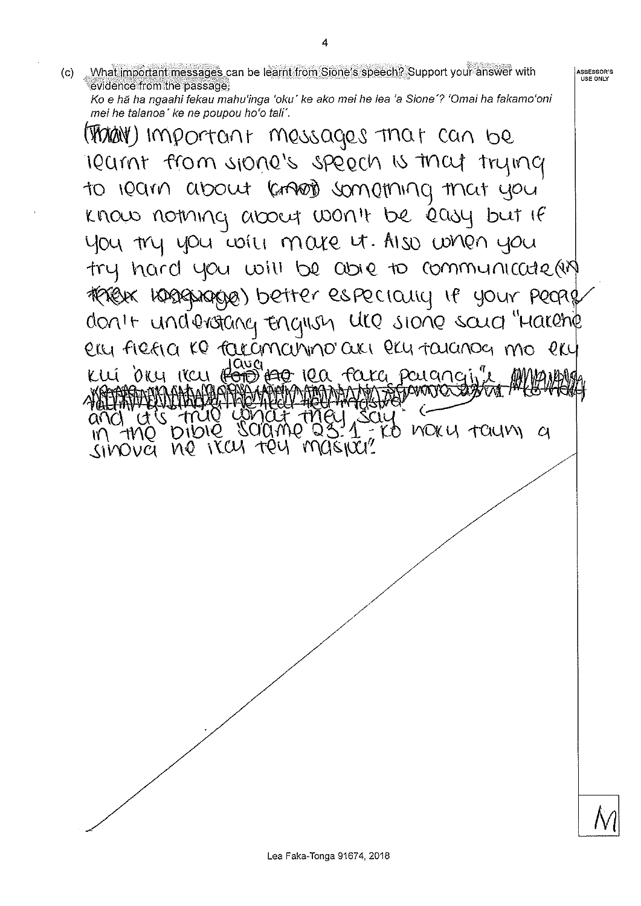(c) What important messages can be learnt from Sione's speech? Support your answer with evidence from the passage.
*Ko e hā ha ngaahi fekau mahu'inga 'oku' ke ako mei he lea 'a Sione'? 'Omai ha fakamo'oni mei he talanoa' ke ne poupou ho'o tali'.

ASSESSOR'S USE ONLY

Important messages that can be learnt from Sione's speech is that trying to learn about something that you know nothing about won't be easy but if you try you will make it. Also when you try hard you will be able to communicate better especially if your people don't understang English like Sione said "Hakehe eku fiefia ko 'eku manino 'aki eku talanoa mo eku kui 'oku 'iku lava lea faka palangi" and it's true what they say in the bible Saame 23:1 - Ko hoku tauhi 'a Sihova ne 'ikai te u masiva.

M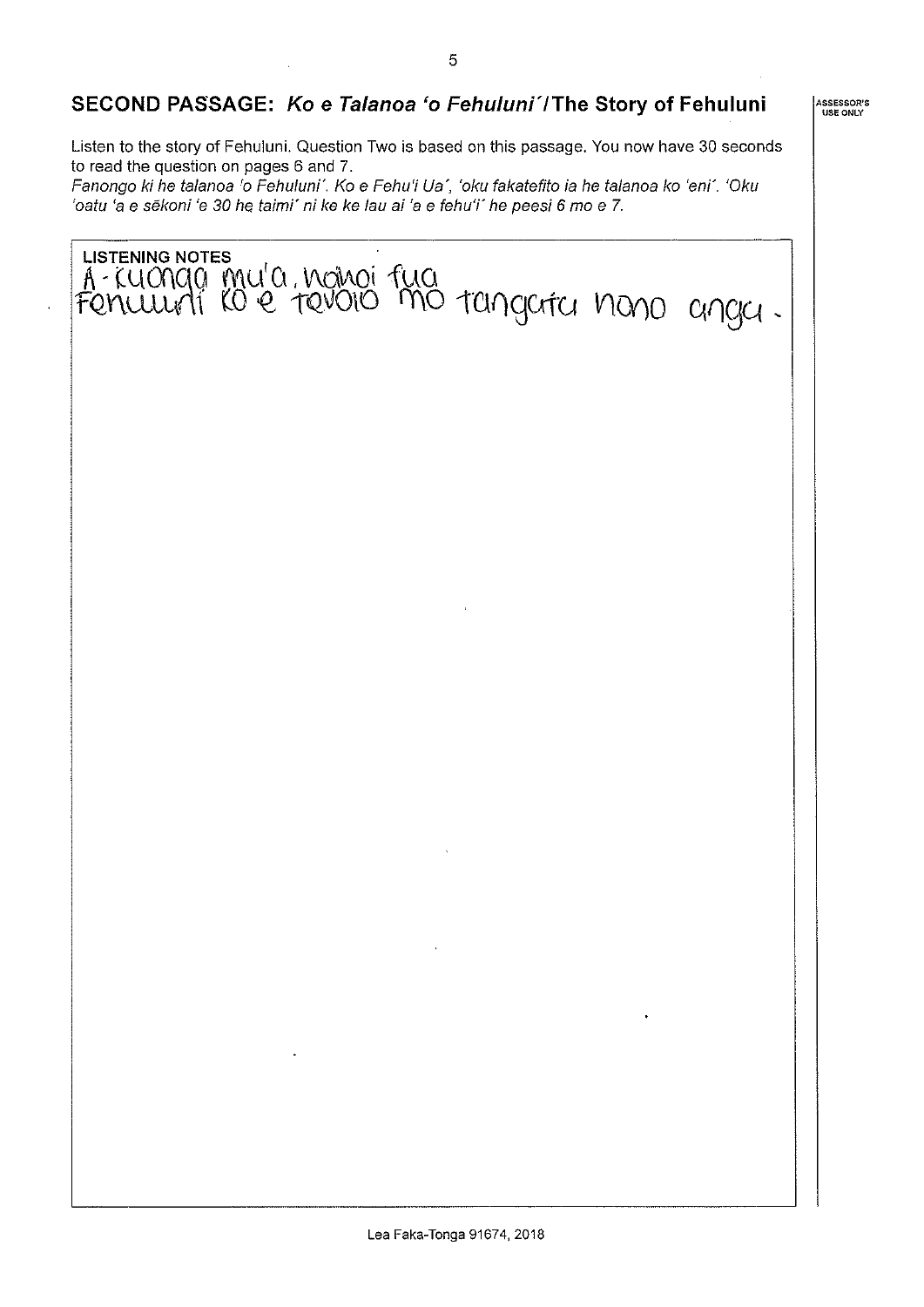## SECOND PASSAGE: *Ko e Talanoa 'o Fehuluni'* / The Story of Fehuluni

Listen to the story of Fehuluni. Question Two is based on this passage. You now have 30 seconds to read the question on pages 6 and 7.

*Fanongo ki he talanoa 'o Fehuluni'. Ko e Fehu'i Ua', 'oku fakatefito ia he talanoa ko 'eni'. 'Oku 'oatu 'a e sēkoni 'e 30 he taimi' ni ke ke lau ai 'a e fehu'i' he peesi 6 mo e 7.*

**LISTENING NOTES**

A - kuonga mu'a, nohoi fua
Fehuluni ko e tevolo mo tangata nono anga.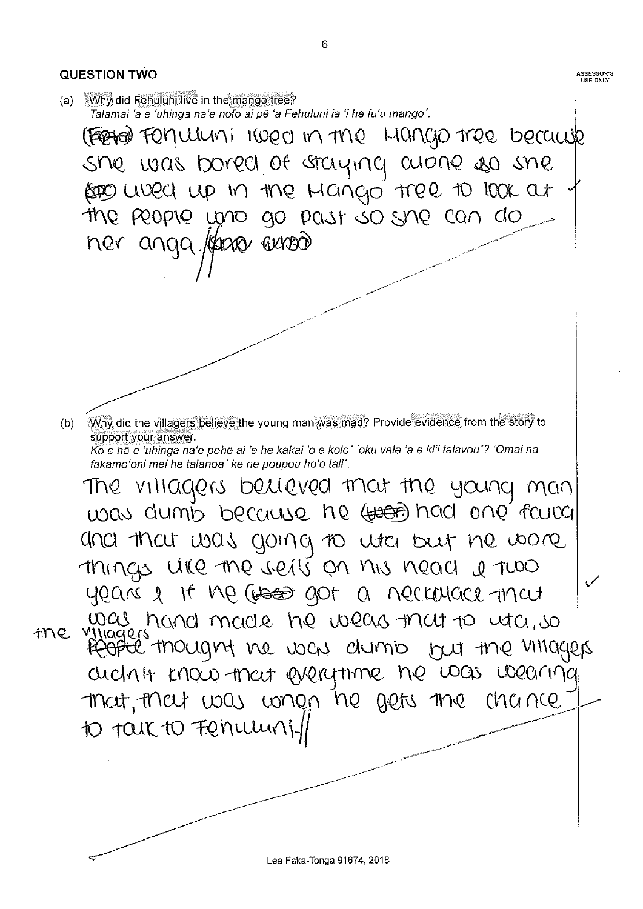## QUESTION TWO

(a) Why did Fehuluni live in the mango tree?
*Talamai 'a e 'uhinga na'e nofo ai pē 'a Fehuluni ia 'i he fu'u mango'.*

(Fehu) Fenuluni lived in the Mango tree because she was bored of staying alone so she (so) lived up in the Mango tree to look at the people who go past so she can do her anga. (faka) (anga)

(b) Why did the villagers believe the young man was mad? Provide evidence from the story to support your answer.
*Ko e hā e 'uhinga na'e pehē ai 'e he kakai 'o e kolo' 'oku vale 'a e ki'i talavou'? 'Omai ha fakamo'oni mei he talanoa' ke ne poupou ho'o tali'.*

The villagers believed that the young man was dumb because he (was) had one fauva and that was going to uta but he wore things like the seils on his head & two years & if he (was) got a neckalace that was hand made he wears that to uta, so the villagers ~~People~~ thought he was dumb but the villagers didn't know that everytime he was wearing that, that was when he gets the chance to talk to Fenuluni.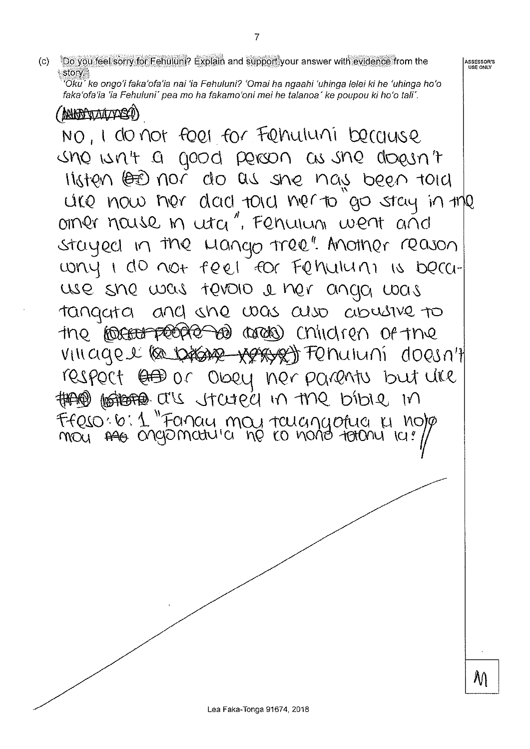(c) Do you feel sorry for Fehuluni? Explain and support your answer with evidence from the story.

*'Oku' ke ongo'i faka'ofa'ia nai 'ia Fehuluni? 'Omai ha ngaahi 'uhinga lelei ki he 'uhinga ho'o faka'ofa'ia 'ia Fehuluni' pea mo ha fakamo'oni mei he talanoa' ke poupou ki ho'o tali'.*

ASSESSOR'S USE ONLY

No, I do not feel for Fehuluni because she isn't a good person as she doesn't listen nor do as she has been told like how her dad told her to "go stay in the other house in uta", Fehuluni went and stayed in the Mango tree". Another reason why I do not feel for Fehuluni is because she was fevolo & her anga was tangata and she was also abusive to the children of the village. Fehuluni doesn't respect or obey her parents but like as stated in the bible in Efeso: 6: 1 "Fanau mou talangofua ki ho'o mou ongomatu'a he ko hono totonu ia!"

M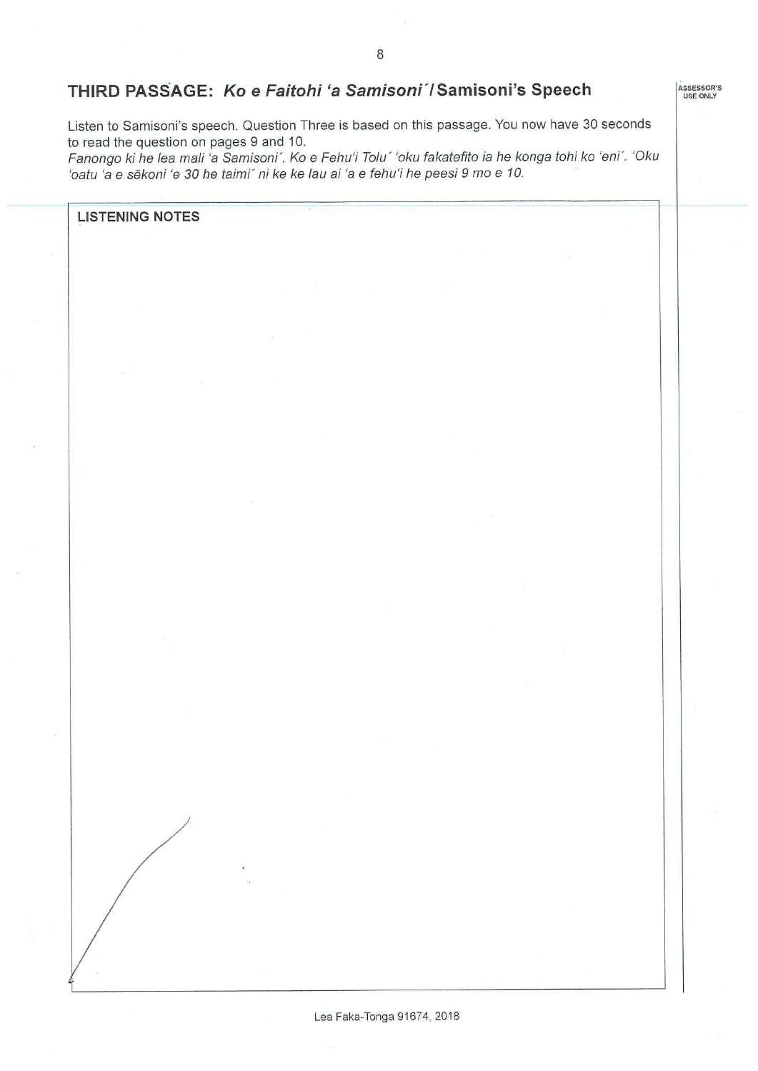## THIRD PASSAGE: *Ko e Faitohi 'a Samisoni´*/ Samisoni's Speech

Listen to Samisoni's speech. Question Three is based on this passage. You now have 30 seconds to read the question on pages 9 and 10.

*Fanongo ki he lea mali 'a Samisoni´. Ko e Fehu'i Tolu´ 'oku fakatefito ia he konga tohi ko 'eni´. 'Oku 'oatu 'a e sēkoni 'e 30 he taimi´ ni ke ke lau ai 'a e fehu'i he peesi 9 mo e 10.*

**LISTENING NOTES**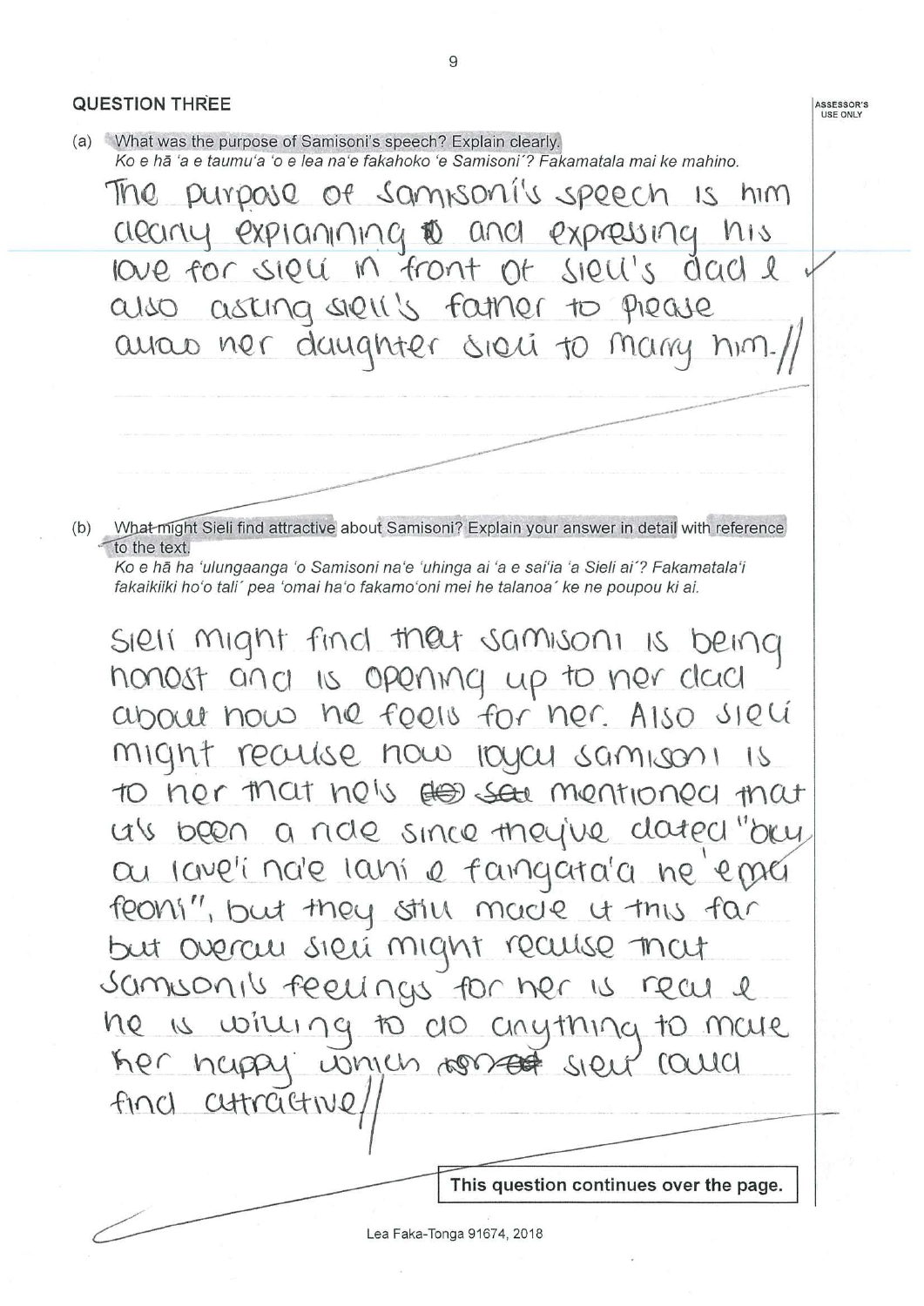## QUESTION THREE

(a) What was the purpose of Samisoni's speech? Explain clearly.
*Ko e hā 'a e taumu'a 'o e lea na'e fakahoko 'e Samisoni'? Fakamatala mai ke mahino.*

The purpose of Samisoni's speech is him clearly explaining and expressing his love for Sieli in front of Sieli's dad & also asking Sieli's father to please allow her daughter Sieli to marry him.//

(b) What might Sieli find attractive about Samisoni? Explain your answer in detail with reference to the text.
*Ko e hā ha 'ulungaanga 'o Samisoni na'e 'uhinga ai 'a e sai'ia 'a Sieli ai'? Fakamatala'i fakaikiiki ho'o tali' pea 'omai ha'o fakamo'oni mei he talanoa' ke ne poupou ki ai.*

Sieli might find that Samisoni is being honest and is opening up to her dad about how he feels for her. Also Sieli might realise how loyal Samisoni is to her that he's ~~said~~ mentioned that it's been a ride since they've dated "bay au lave'i na'e lani e fangata'a he 'ema feoni", but they still made it this far but overall Sieli might realise that Samisoni's feelings for her is real & he is willing to do anything to make her happy which ~~~~ Sieli could find attractive//

**This question continues over the page.**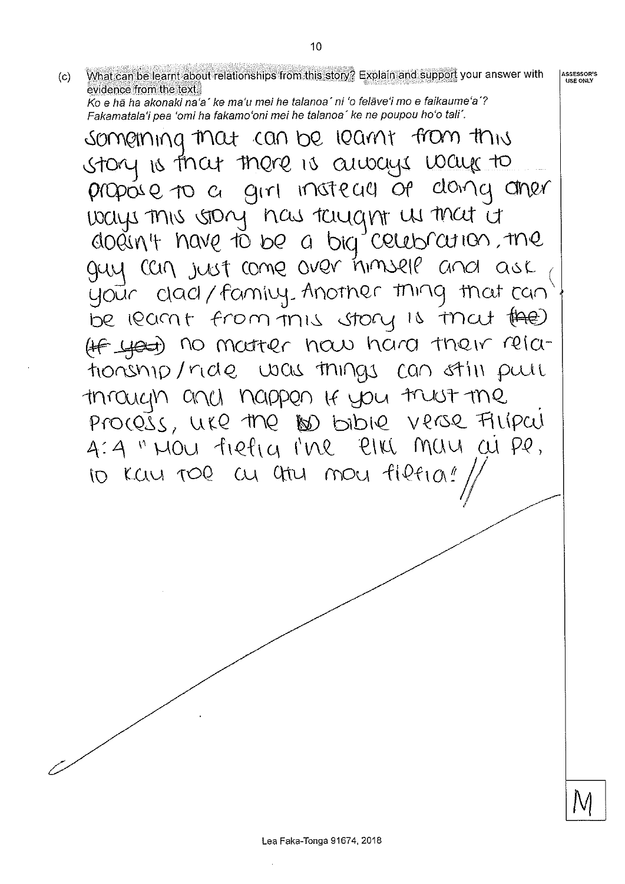(c) What can be learnt about relationships from this story? Explain and support your answer with evidence from the text.

*Ko e hā ha akonaki na'a´ ke ma'u mei he talanoa´ ni 'o felāve'i mo e faikaume'a´?*
*Fakamatala'i pea 'omi ha fakamo'oni mei he talanoa´ ke ne poupou ho'o tali´.*

ASSESSOR'S USE ONLY

Something that can be learnt from this story is that there is always ways to propose to a girl instead of doing other ways this story has taught us that it doesn't have to be a big celebration, the guy can just come over himself and ask your dad / family. Another thing that can be learnt from this story is that ~~(the)~~ ~~(if you)~~ no matter how hard their relationship / ride was things can still pull through and happen if you trust the process, like the ~~B~~ bible verse Filipai 4:4 "Mou fiefia i'ne eiki mau ai pe, 'o kau toe 'a atu mou fiefia!" //

M

Lea Faka-Tonga 91674, 2018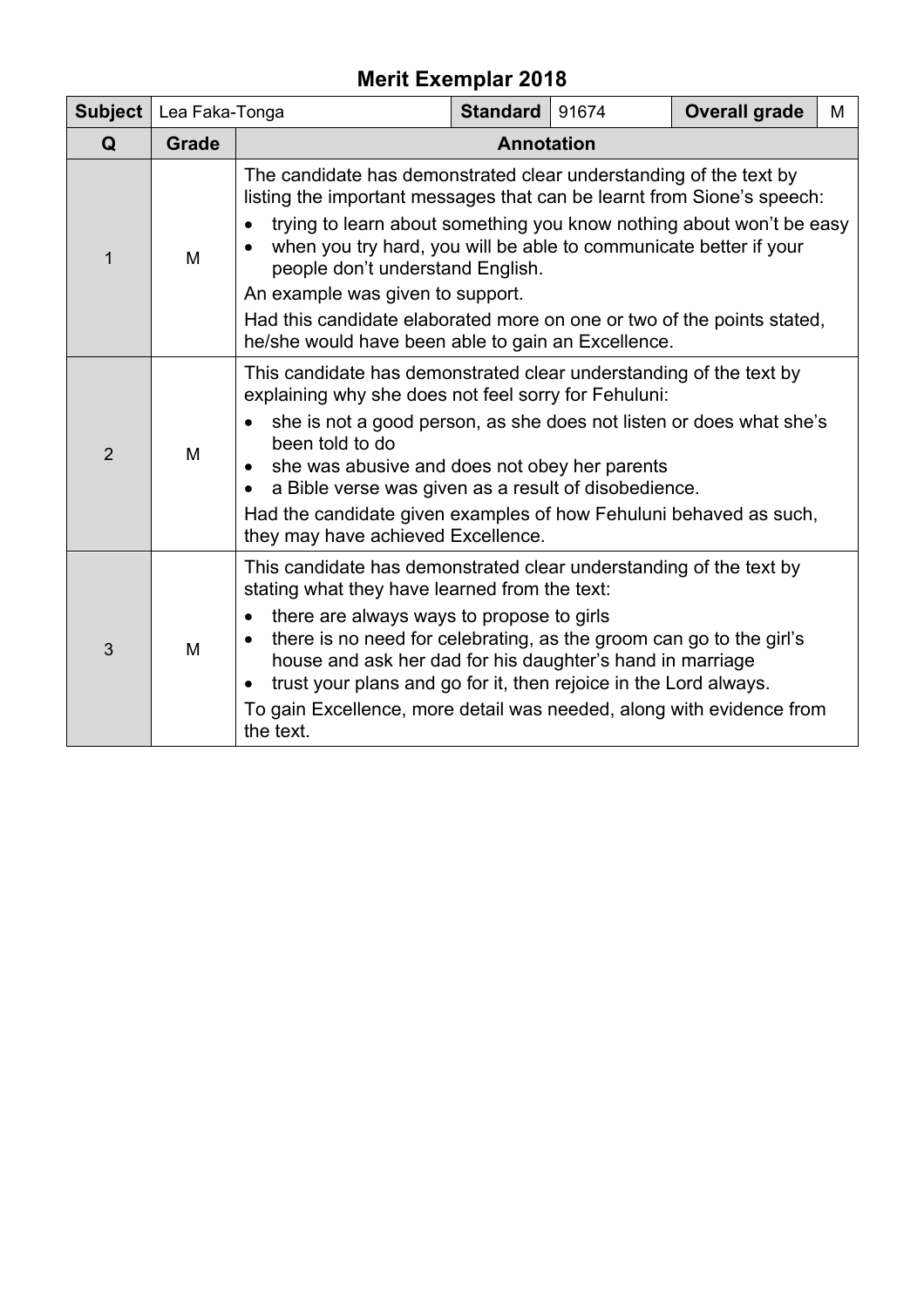# Merit Exemplar 2018

| Subject | Lea Faka-Tonga | Standard | 91674 | Overall grade | M |
|---|---|---|---|---|---|
| **Q** | **Grade** | **Annotation** | | | |
| 1 | M | The candidate has demonstrated clear understanding of the text by listing the important messages that can be learnt from Sione's speech:<br>• trying to learn about something you know nothing about won't be easy<br>• when you try hard, you will be able to communicate better if your people don't understand English.<br>An example was given to support.<br>Had this candidate elaborated more on one or two of the points stated, he/she would have been able to gain an Excellence. | | | |
| 2 | M | This candidate has demonstrated clear understanding of the text by explaining why she does not feel sorry for Fehuluni:<br>• she is not a good person, as she does not listen or does what she's been told to do<br>• she was abusive and does not obey her parents<br>• a Bible verse was given as a result of disobedience.<br>Had the candidate given examples of how Fehuluni behaved as such, they may have achieved Excellence. | | | |
| 3 | M | This candidate has demonstrated clear understanding of the text by stating what they have learned from the text:<br>• there are always ways to propose to girls<br>• there is no need for celebrating, as the groom can go to the girl's house and ask her dad for his daughter's hand in marriage<br>• trust your plans and go for it, then rejoice in the Lord always.<br>To gain Excellence, more detail was needed, along with evidence from the text. | | | |